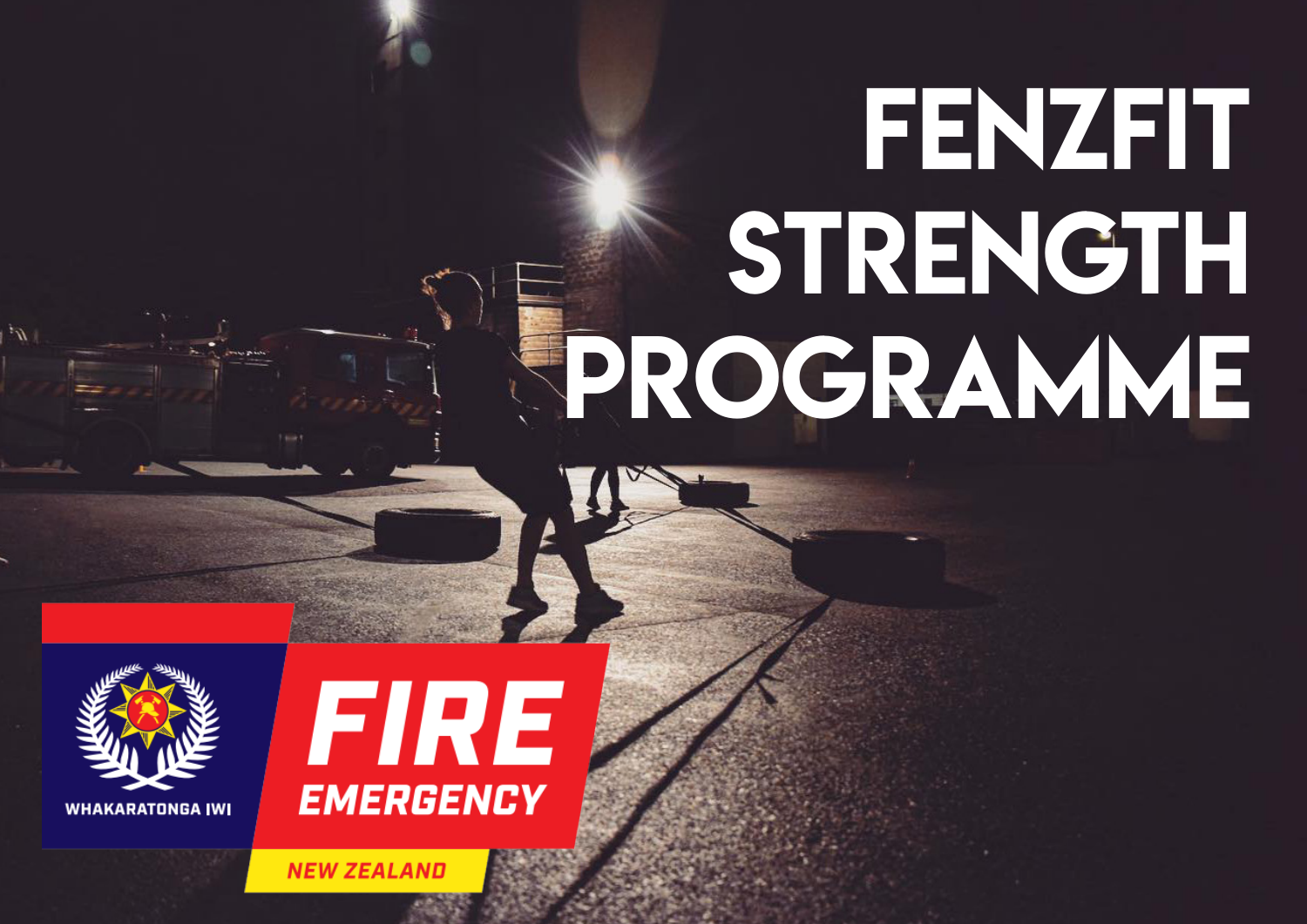# FENZFIT STRENGTH PROGRAMME

WHAKARATONGA IWI

FIRE EMERGENCY

NEW ZEALAND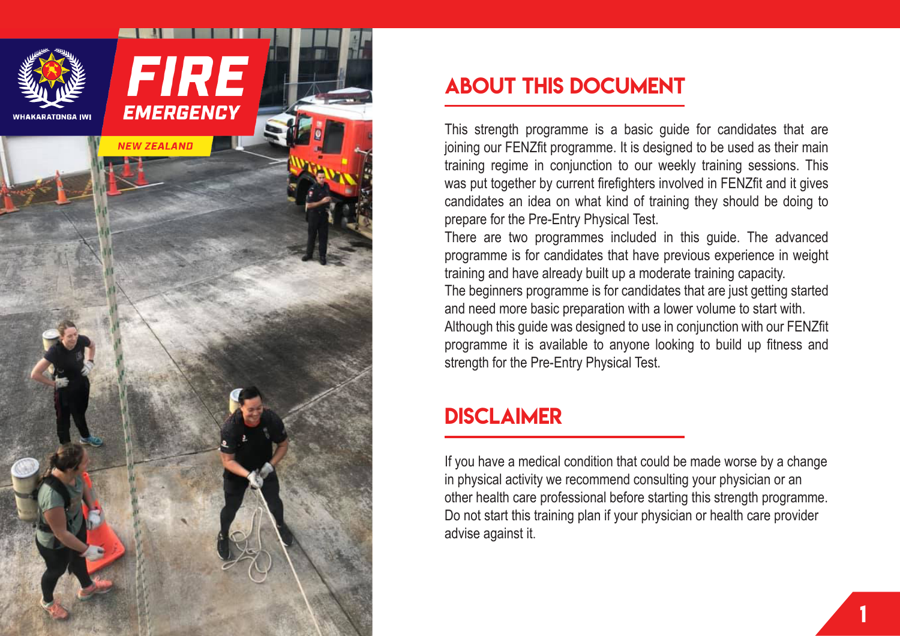## ABOUT THIS DOCUMENT

This strength programme is a basic guide for candidates that are joining our FENZfit programme. It is designed to be used as their main training regime in conjunction to our weekly training sessions. This was put together by current firefighters involved in FENZfit and it gives candidates an idea on what kind of training they should be doing to prepare for the Pre-Entry Physical Test.

There are two programmes included in this guide. The advanced programme is for candidates that have previous experience in weight training and have already built up a moderate training capacity.

The beginners programme is for candidates that are just getting started and need more basic preparation with a lower volume to start with.

Although this guide was designed to use in conjunction with our FENZfit programme it is available to anyone looking to build up fitness and strength for the Pre-Entry Physical Test.

## DISCLAIMER

If you have a medical condition that could be made worse by a change in physical activity we recommend consulting your physician or an other health care professional before starting this strength programme. Do not start this training plan if your physician or health care provider advise against it.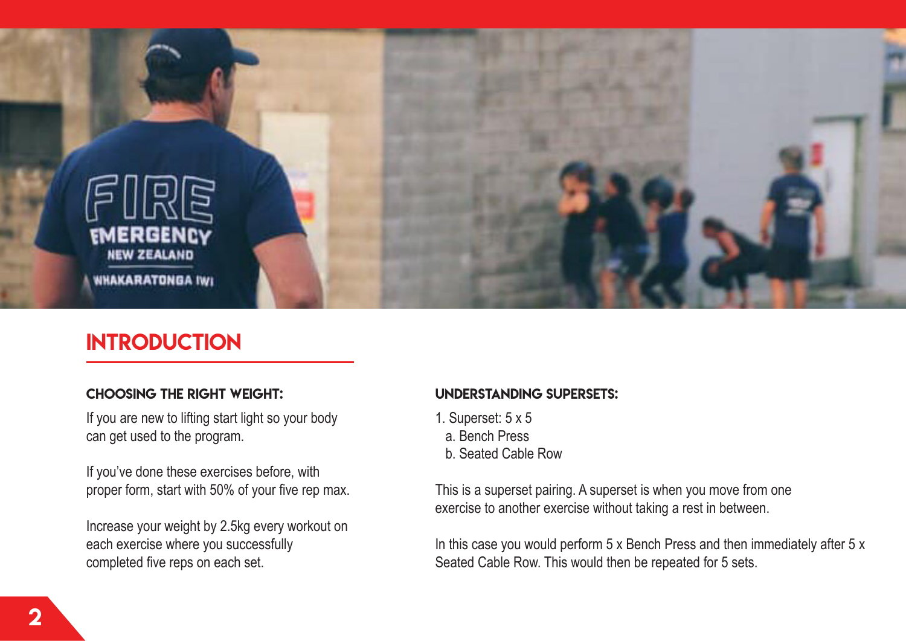## INTRODUCTION

### CHOOSING THE RIGHT WEIGHT:

If you are new to lifting start light so your body can get used to the program.

If you've done these exercises before, with proper form, start with 50% of your five rep max.

Increase your weight by 2.5kg every workout on each exercise where you successfully completed five reps on each set.

### UNDERSTANDING SUPERSETS:

1. Superset: 5 x 5
   a. Bench Press
   b. Seated Cable Row

This is a superset pairing. A superset is when you move from one exercise to another exercise without taking a rest in between.

In this case you would perform 5 x Bench Press and then immediately after 5 x Seated Cable Row. This would then be repeated for 5 sets.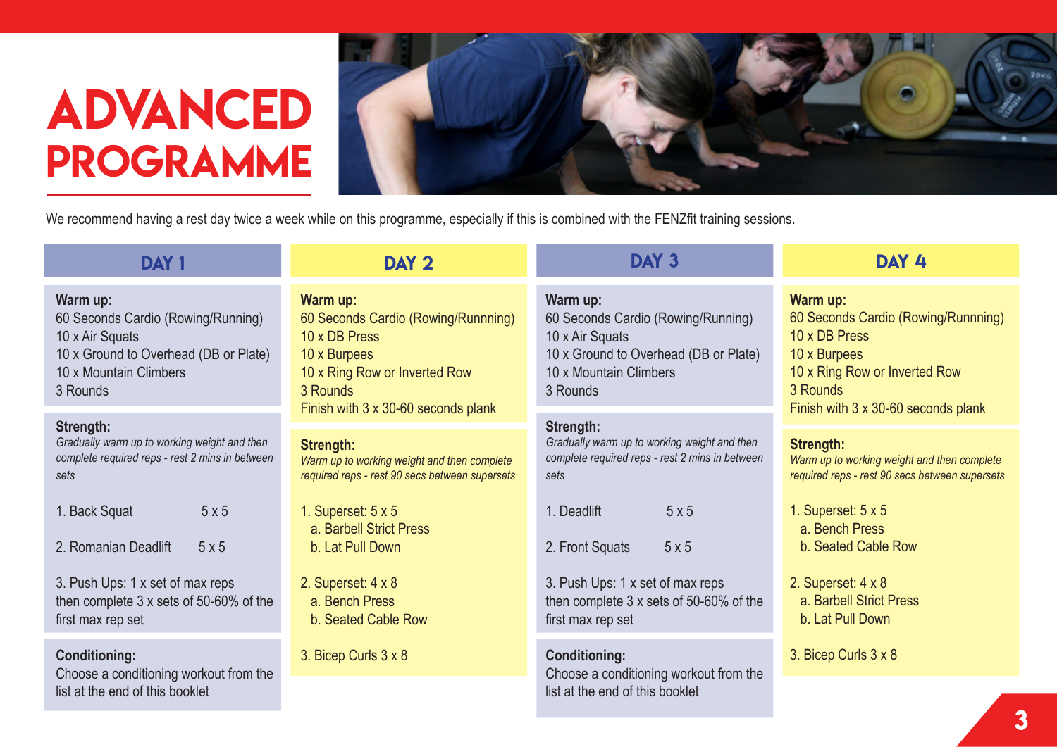# ADVANCED PROGRAMME

We recommend having a rest day twice a week while on this programme, especially if this is combined with the FENZfit training sessions.

## DAY 1

**Warm up:**
60 Seconds Cardio (Rowing/Running)
10 x Air Squats
10 x Ground to Overhead (DB or Plate)
10 x Mountain Climbers
3 Rounds

**Strength:**
*Gradually warm up to working weight and then complete required reps - rest 2 mins in between sets*

1. Back Squat 5 x 5
2. Romanian Deadlift 5 x 5
3. Push Ups: 1 x set of max reps then complete 3 x sets of 50-60% of the first max rep set

**Conditioning:**
Choose a conditioning workout from the list at the end of this booklet

## DAY 2

**Warm up:**
60 Seconds Cardio (Rowing/Runnning)
10 x DB Press
10 x Burpees
10 x Ring Row or Inverted Row
3 Rounds
Finish with 3 x 30-60 seconds plank

**Strength:**
*Warm up to working weight and then complete required reps - rest 90 secs between supersets*

1. Superset: 5 x 5
   a. Barbell Strict Press
   b. Lat Pull Down
2. Superset: 4 x 8
   a. Bench Press
   b. Seated Cable Row
3. Bicep Curls 3 x 8

## DAY 3

**Warm up:**
60 Seconds Cardio (Rowing/Running)
10 x Air Squats
10 x Ground to Overhead (DB or Plate)
10 x Mountain Climbers
3 Rounds

**Strength:**
*Gradually warm up to working weight and then complete required reps - rest 2 mins in between sets*

1. Deadlift 5 x 5
2. Front Squats 5 x 5
3. Push Ups: 1 x set of max reps then complete 3 x sets of 50-60% of the first max rep set

**Conditioning:**
Choose a conditioning workout from the list at the end of this booklet

## DAY 4

**Warm up:**
60 Seconds Cardio (Rowing/Runnning)
10 x DB Press
10 x Burpees
10 x Ring Row or Inverted Row
3 Rounds
Finish with 3 x 30-60 seconds plank

**Strength:**
*Warm up to working weight and then complete required reps - rest 90 secs between supersets*

1. Superset: 5 x 5
   a. Bench Press
   b. Seated Cable Row
2. Superset: 4 x 8
   a. Barbell Strict Press
   b. Lat Pull Down
3. Bicep Curls 3 x 8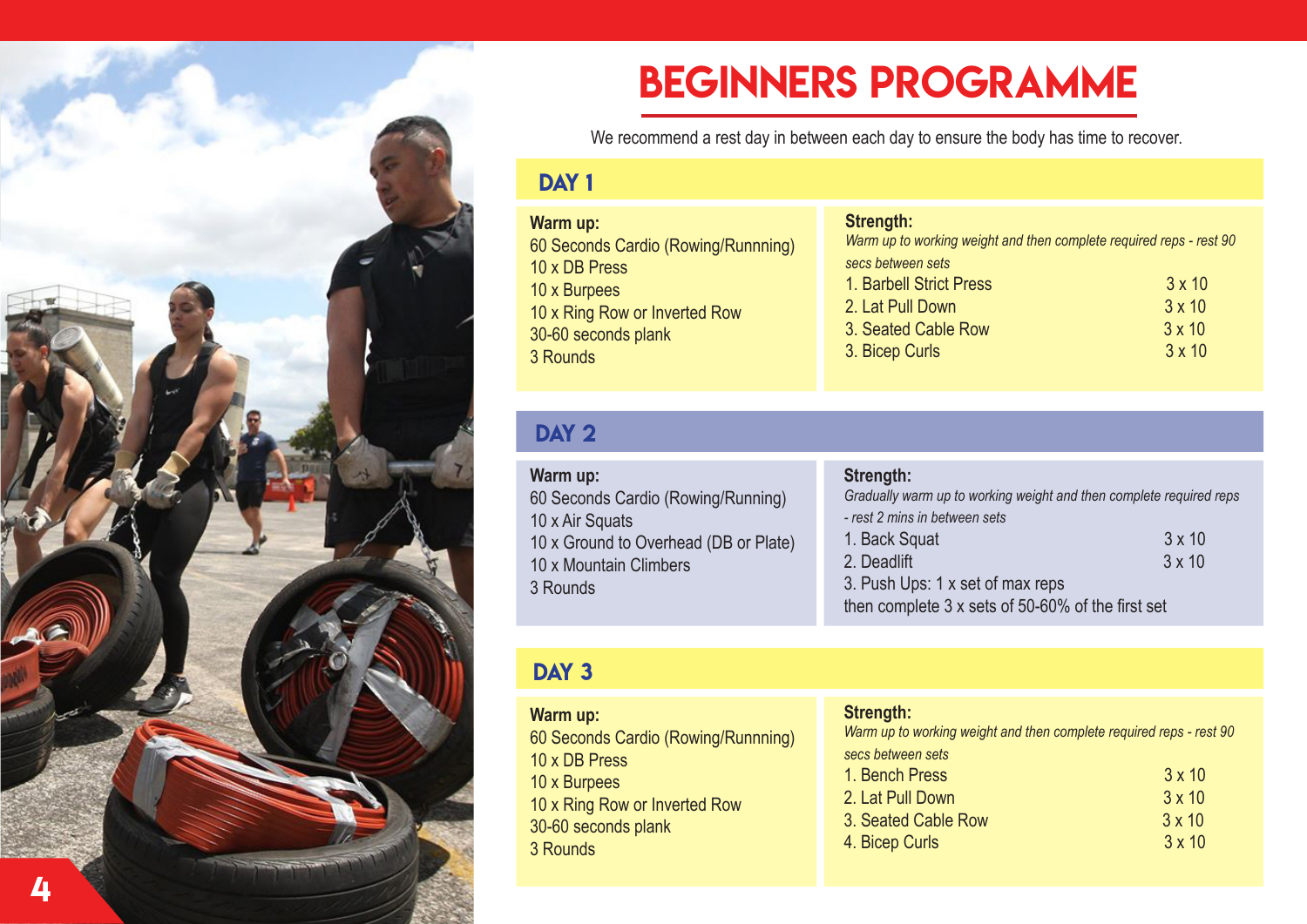# BEGINNERS PROGRAMME

We recommend a rest day in between each day to ensure the body has time to recover.

## DAY 1

**Warm up:**
60 Seconds Cardio (Rowing/Runnning)
10 x DB Press
10 x Burpees
10 x Ring Row or Inverted Row
30-60 seconds plank
3 Rounds

**Strength:**
*Warm up to working weight and then complete required reps - rest 90 secs between sets*

| Exercise | Sets x Reps |
|---|---|
| 1. Barbell Strict Press | 3 x 10 |
| 2. Lat Pull Down | 3 x 10 |
| 3. Seated Cable Row | 3 x 10 |
| 3. Bicep Curls | 3 x 10 |

## DAY 2

**Warm up:**
60 Seconds Cardio (Rowing/Running)
10 x Air Squats
10 x Ground to Overhead (DB or Plate)
10 x Mountain Climbers
3 Rounds

**Strength:**
*Gradually warm up to working weight and then complete required reps - rest 2 mins in between sets*

| Exercise | Sets x Reps |
|---|---|
| 1. Back Squat | 3 x 10 |
| 2. Deadlift | 3 x 10 |

3. Push Ups: 1 x set of max reps
then complete 3 x sets of 50-60% of the first set

## DAY 3

**Warm up:**
60 Seconds Cardio (Rowing/Runnning)
10 x DB Press
10 x Burpees
10 x Ring Row or Inverted Row
30-60 seconds plank
3 Rounds

**Strength:**
*Warm up to working weight and then complete required reps - rest 90 secs between sets*

| Exercise | Sets x Reps |
|---|---|
| 1. Bench Press | 3 x 10 |
| 2. Lat Pull Down | 3 x 10 |
| 3. Seated Cable Row | 3 x 10 |
| 4. Bicep Curls | 3 x 10 |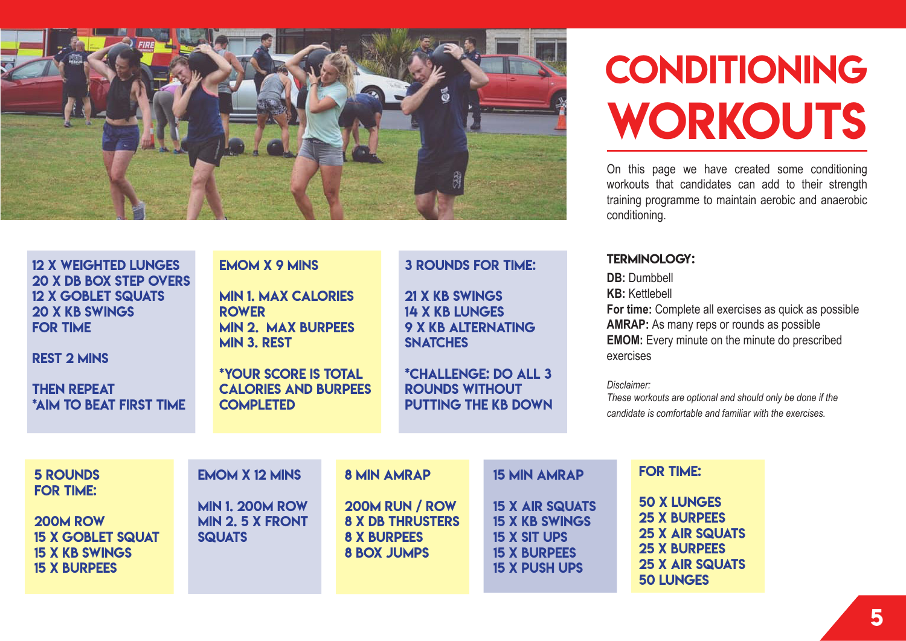# CONDITIONING WORKOUTS

On this page we have created some conditioning workouts that candidates can add to their strength training programme to maintain aerobic and anaerobic conditioning.

**TERMINOLOGY:**

**DB:** Dumbbell
**KB:** Kettlebell
**For time:** Complete all exercises as quick as possible
**AMRAP:** As many reps or rounds as possible
**EMOM:** Every minute on the minute do prescribed exercises

*Disclaimer:*
*These workouts are optional and should only be done if the candidate is comfortable and familiar with the exercises.*

---

**12 X WEIGHTED LUNGES**
**20 X DB BOX STEP OVERS**
**12 X GOBLET SQUATS**
**20 X KB SWINGS**
**FOR TIME**

**REST 2 MINS**

**THEN REPEAT**
**\*AIM TO BEAT FIRST TIME**

---

**EMOM X 9 MINS**

**MIN 1. MAX CALORIES ROWER**
**MIN 2. MAX BURPEES**
**MIN 3. REST**

**\*YOUR SCORE IS TOTAL CALORIES AND BURPEES COMPLETED**

---

**3 ROUNDS FOR TIME:**

**21 X KB SWINGS**
**14 X KB LUNGES**
**9 X KB ALTERNATING SNATCHES**

**\*CHALLENGE: DO ALL 3 ROUNDS WITHOUT PUTTING THE KB DOWN**

---

**5 ROUNDS FOR TIME:**

**200M ROW**
**15 X GOBLET SQUAT**
**15 X KB SWINGS**
**15 X BURPEES**

---

**EMOM X 12 MINS**

**MIN 1. 200M ROW**
**MIN 2. 5 X FRONT SQUATS**

---

**8 MIN AMRAP**

**200M RUN / ROW**
**8 X DB THRUSTERS**
**8 X BURPEES**
**8 BOX JUMPS**

---

**15 MIN AMRAP**

**15 X AIR SQUATS**
**15 X KB SWINGS**
**15 X SIT UPS**
**15 X BURPEES**
**15 X PUSH UPS**

---

**FOR TIME:**

**50 X LUNGES**
**25 X BURPEES**
**25 X AIR SQUATS**
**25 X BURPEES**
**25 X AIR SQUATS**
**50 LUNGES**